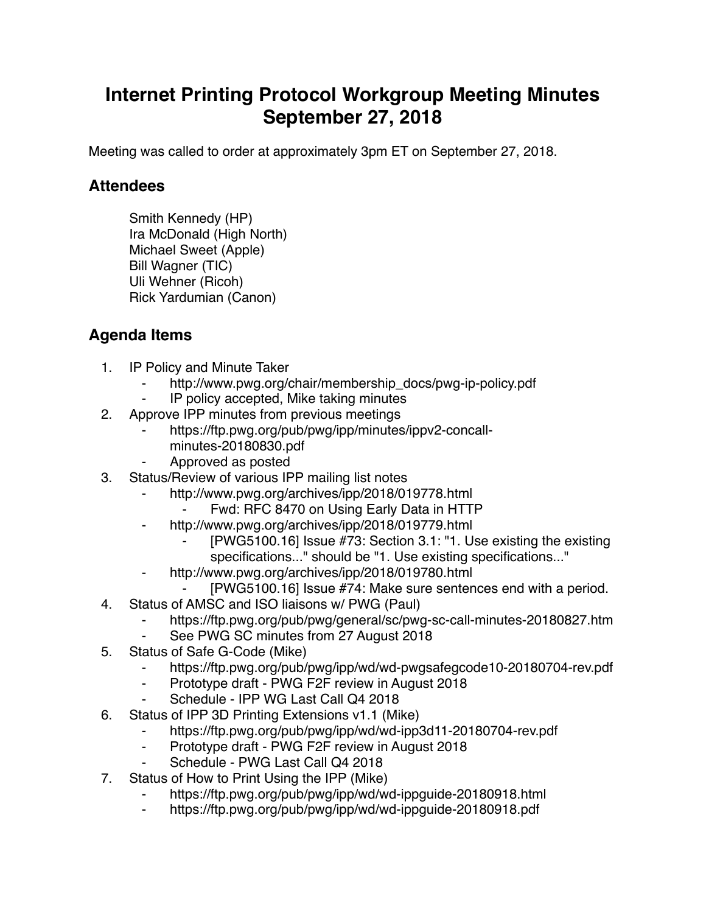# Internet Printing Protocol Workgroup Meeting Minutes September 27, 2018

Meeting was called to order at approximately 3pm ET on September 27, 2018.

## Attendees

Smith Kennedy (HP)
Ira McDonald (High North)
Michael Sweet (Apple)
Bill Wagner (TIC)
Uli Wehner (Ricoh)
Rick Yardumian (Canon)

## Agenda Items

1. IP Policy and Minute Taker
    - http://www.pwg.org/chair/membership_docs/pwg-ip-policy.pdf
    - IP policy accepted, Mike taking minutes
2. Approve IPP minutes from previous meetings
    - https://ftp.pwg.org/pub/pwg/ipp/minutes/ippv2-concall-minutes-20180830.pdf
    - Approved as posted
3. Status/Review of various IPP mailing list notes
    - http://www.pwg.org/archives/ipp/2018/019778.html
        - Fwd: RFC 8470 on Using Early Data in HTTP
    - http://www.pwg.org/archives/ipp/2018/019779.html
        - [PWG5100.16] Issue #73: Section 3.1: "1. Use existing the existing specifications..." should be "1. Use existing specifications..."
    - http://www.pwg.org/archives/ipp/2018/019780.html
        - [PWG5100.16] Issue #74: Make sure sentences end with a period.
4. Status of AMSC and ISO liaisons w/ PWG (Paul)
    - https://ftp.pwg.org/pub/pwg/general/sc/pwg-sc-call-minutes-20180827.htm
    - See PWG SC minutes from 27 August 2018
5. Status of Safe G-Code (Mike)
    - https://ftp.pwg.org/pub/pwg/ipp/wd/wd-pwgsafegcode10-20180704-rev.pdf
    - Prototype draft - PWG F2F review in August 2018
    - Schedule - IPP WG Last Call Q4 2018
6. Status of IPP 3D Printing Extensions v1.1 (Mike)
    - https://ftp.pwg.org/pub/pwg/ipp/wd/wd-ipp3d11-20180704-rev.pdf
    - Prototype draft - PWG F2F review in August 2018
    - Schedule - PWG Last Call Q4 2018
7. Status of How to Print Using the IPP (Mike)
    - https://ftp.pwg.org/pub/pwg/ipp/wd/wd-ippguide-20180918.html
    - https://ftp.pwg.org/pub/pwg/ipp/wd/wd-ippguide-20180918.pdf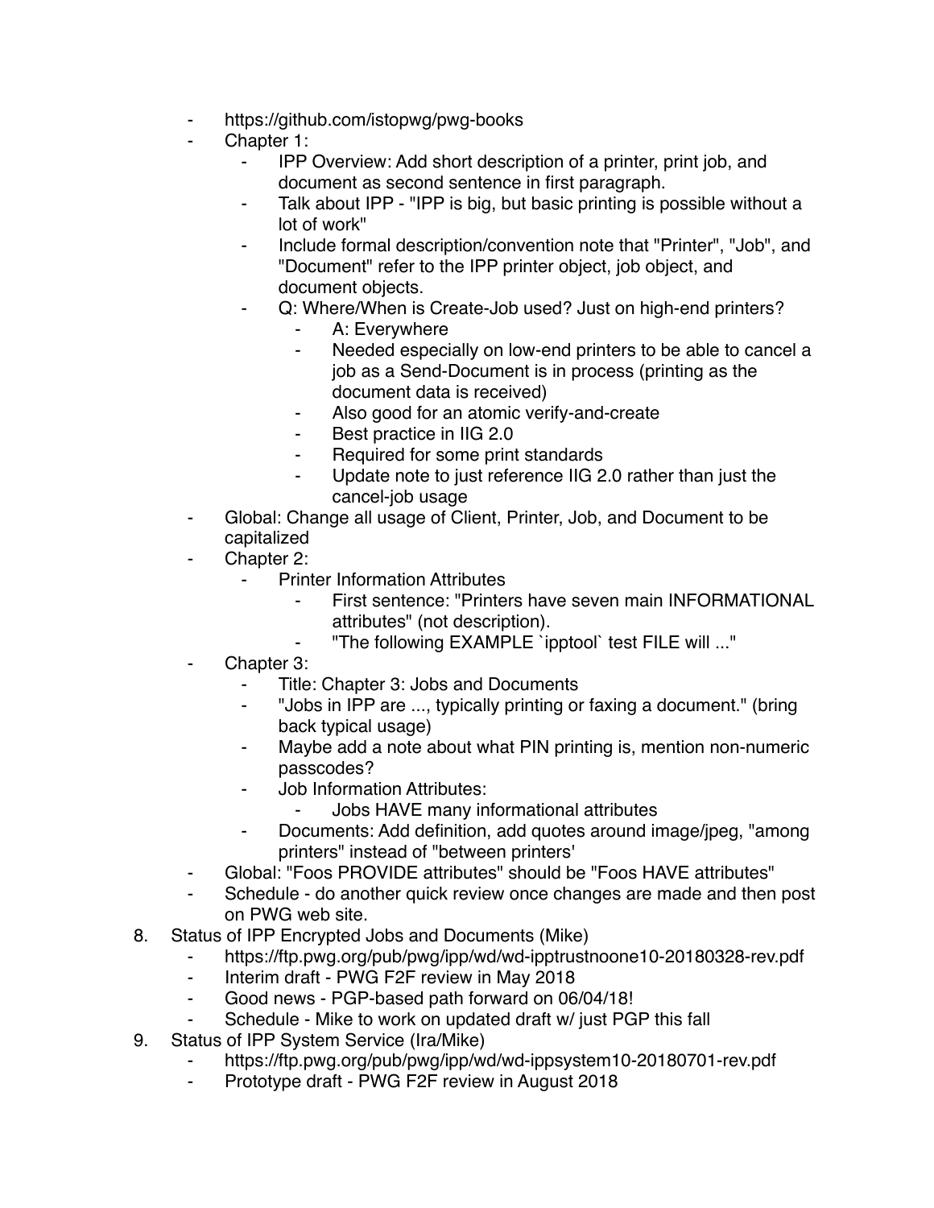- https://github.com/istopwg/pwg-books
- Chapter 1:
    - IPP Overview: Add short description of a printer, print job, and document as second sentence in first paragraph.
    - Talk about IPP - "IPP is big, but basic printing is possible without a lot of work"
    - Include formal description/convention note that "Printer", "Job", and "Document" refer to the IPP printer object, job object, and document objects.
    - Q: Where/When is Create-Job used? Just on high-end printers?
        - A: Everywhere
        - Needed especially on low-end printers to be able to cancel a job as a Send-Document is in process (printing as the document data is received)
        - Also good for an atomic verify-and-create
        - Best practice in IIG 2.0
        - Required for some print standards
        - Update note to just reference IIG 2.0 rather than just the cancel-job usage
- Global: Change all usage of Client, Printer, Job, and Document to be capitalized
- Chapter 2:
    - Printer Information Attributes
        - First sentence: "Printers have seven main INFORMATIONAL attributes" (not description).
        - "The following EXAMPLE `ipptool` test FILE will ..."
- Chapter 3:
    - Title: Chapter 3: Jobs and Documents
    - "Jobs in IPP are ..., typically printing or faxing a document." (bring back typical usage)
    - Maybe add a note about what PIN printing is, mention non-numeric passcodes?
    - Job Information Attributes:
        - Jobs HAVE many informational attributes
    - Documents: Add definition, add quotes around image/jpeg, "among printers" instead of "between printers'
- Global: "Foos PROVIDE attributes" should be "Foos HAVE attributes"
- Schedule - do another quick review once changes are made and then post on PWG web site.

8. Status of IPP Encrypted Jobs and Documents (Mike)
    - https://ftp.pwg.org/pub/pwg/ipp/wd/wd-ipptrustnoone10-20180328-rev.pdf
    - Interim draft - PWG F2F review in May 2018
    - Good news - PGP-based path forward on 06/04/18!
    - Schedule - Mike to work on updated draft w/ just PGP this fall
9. Status of IPP System Service (Ira/Mike)
    - https://ftp.pwg.org/pub/pwg/ipp/wd/wd-ippsystem10-20180701-rev.pdf
    - Prototype draft - PWG F2F review in August 2018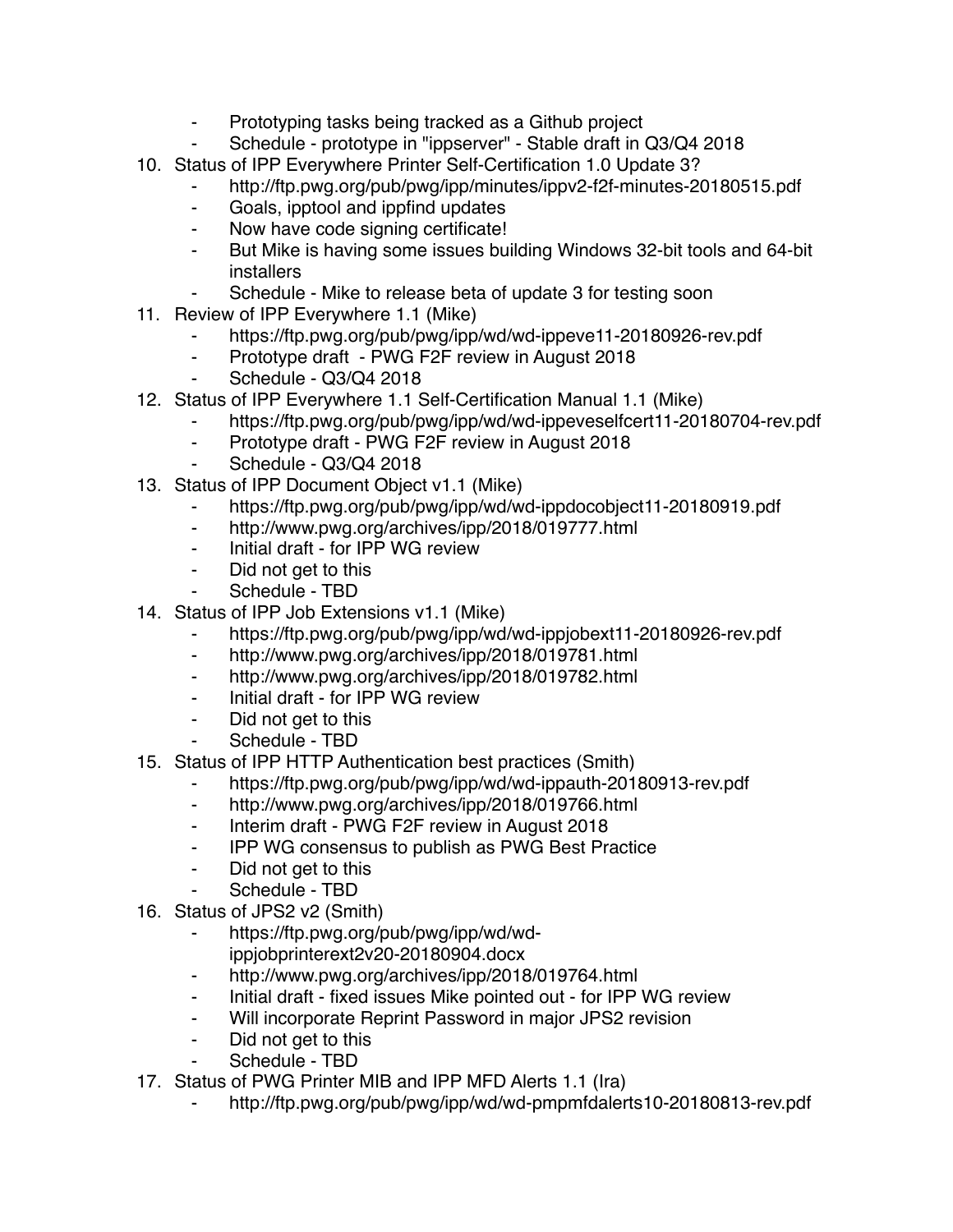- Prototyping tasks being tracked as a Github project
- Schedule - prototype in "ippserver" - Stable draft in Q3/Q4 2018

10. Status of IPP Everywhere Printer Self-Certification 1.0 Update 3?
    - http://ftp.pwg.org/pub/pwg/ipp/minutes/ippv2-f2f-minutes-20180515.pdf
    - Goals, ipptool and ippfind updates
    - Now have code signing certificate!
    - But Mike is having some issues building Windows 32-bit tools and 64-bit installers
    - Schedule - Mike to release beta of update 3 for testing soon
11. Review of IPP Everywhere 1.1 (Mike)
    - https://ftp.pwg.org/pub/pwg/ipp/wd/wd-ippeve11-20180926-rev.pdf
    - Prototype draft - PWG F2F review in August 2018
    - Schedule - Q3/Q4 2018
12. Status of IPP Everywhere 1.1 Self-Certification Manual 1.1 (Mike)
    - https://ftp.pwg.org/pub/pwg/ipp/wd/wd-ippeveselfcert11-20180704-rev.pdf
    - Prototype draft - PWG F2F review in August 2018
    - Schedule - Q3/Q4 2018
13. Status of IPP Document Object v1.1 (Mike)
    - https://ftp.pwg.org/pub/pwg/ipp/wd/wd-ippdocobject11-20180919.pdf
    - http://www.pwg.org/archives/ipp/2018/019777.html
    - Initial draft - for IPP WG review
    - Did not get to this
    - Schedule - TBD
14. Status of IPP Job Extensions v1.1 (Mike)
    - https://ftp.pwg.org/pub/pwg/ipp/wd/wd-ippjobext11-20180926-rev.pdf
    - http://www.pwg.org/archives/ipp/2018/019781.html
    - http://www.pwg.org/archives/ipp/2018/019782.html
    - Initial draft - for IPP WG review
    - Did not get to this
    - Schedule - TBD
15. Status of IPP HTTP Authentication best practices (Smith)
    - https://ftp.pwg.org/pub/pwg/ipp/wd/wd-ippauth-20180913-rev.pdf
    - http://www.pwg.org/archives/ipp/2018/019766.html
    - Interim draft - PWG F2F review in August 2018
    - IPP WG consensus to publish as PWG Best Practice
    - Did not get to this
    - Schedule - TBD
16. Status of JPS2 v2 (Smith)
    - https://ftp.pwg.org/pub/pwg/ipp/wd/wd-ippjobprinterext2v20-20180904.docx
    - http://www.pwg.org/archives/ipp/2018/019764.html
    - Initial draft - fixed issues Mike pointed out - for IPP WG review
    - Will incorporate Reprint Password in major JPS2 revision
    - Did not get to this
    - Schedule - TBD
17. Status of PWG Printer MIB and IPP MFD Alerts 1.1 (Ira)
    - http://ftp.pwg.org/pub/pwg/ipp/wd/wd-pmpmfdalerts10-20180813-rev.pdf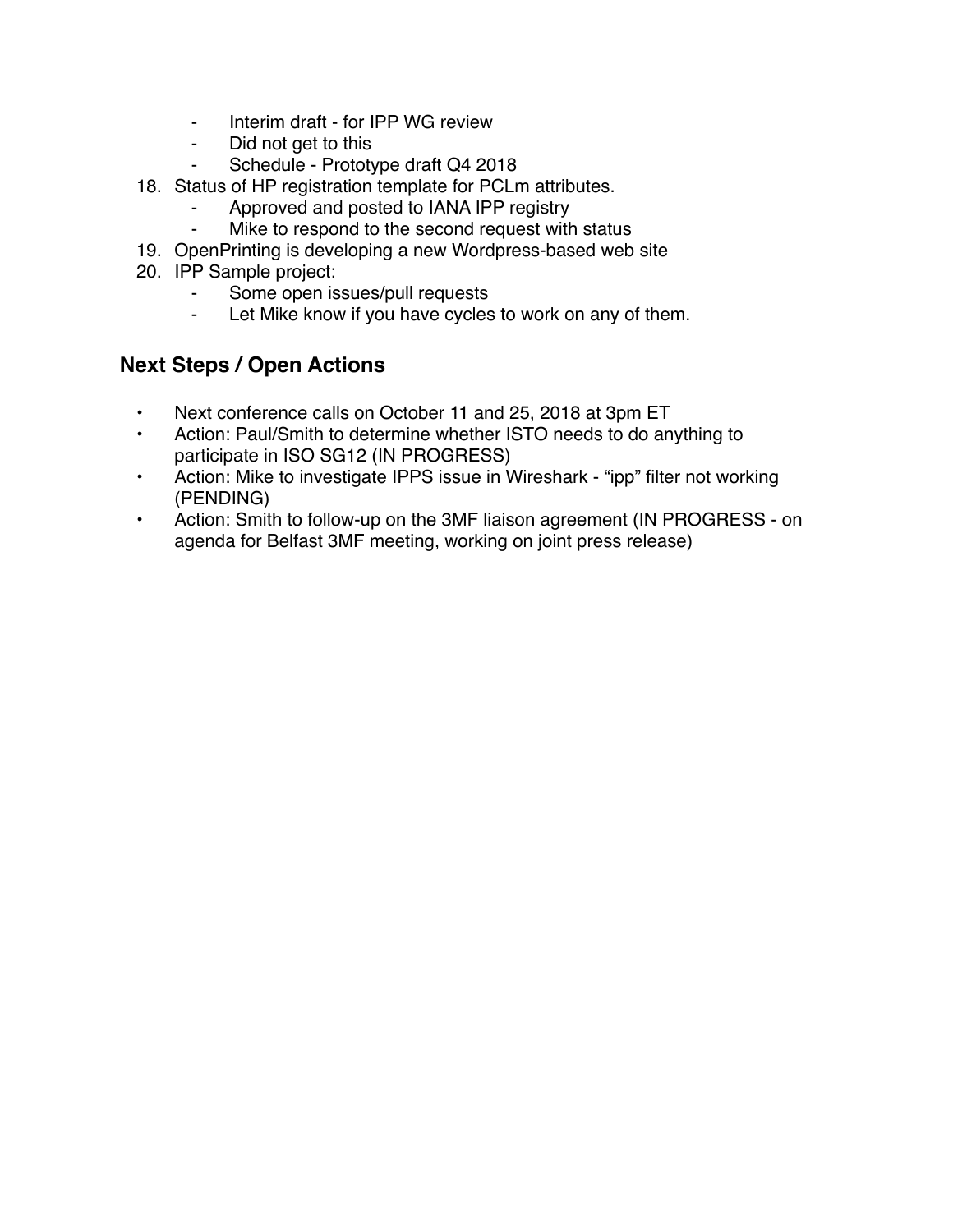- Interim draft - for IPP WG review
    - Did not get to this
    - Schedule - Prototype draft Q4 2018
18. Status of HP registration template for PCLm attributes.
    - Approved and posted to IANA IPP registry
    - Mike to respond to the second request with status
19. OpenPrinting is developing a new Wordpress-based web site
20. IPP Sample project:
    - Some open issues/pull requests
    - Let Mike know if you have cycles to work on any of them.

## Next Steps / Open Actions

- Next conference calls on October 11 and 25, 2018 at 3pm ET
- Action: Paul/Smith to determine whether ISTO needs to do anything to participate in ISO SG12 (IN PROGRESS)
- Action: Mike to investigate IPPS issue in Wireshark - “ipp” filter not working (PENDING)
- Action: Smith to follow-up on the 3MF liaison agreement (IN PROGRESS - on agenda for Belfast 3MF meeting, working on joint press release)